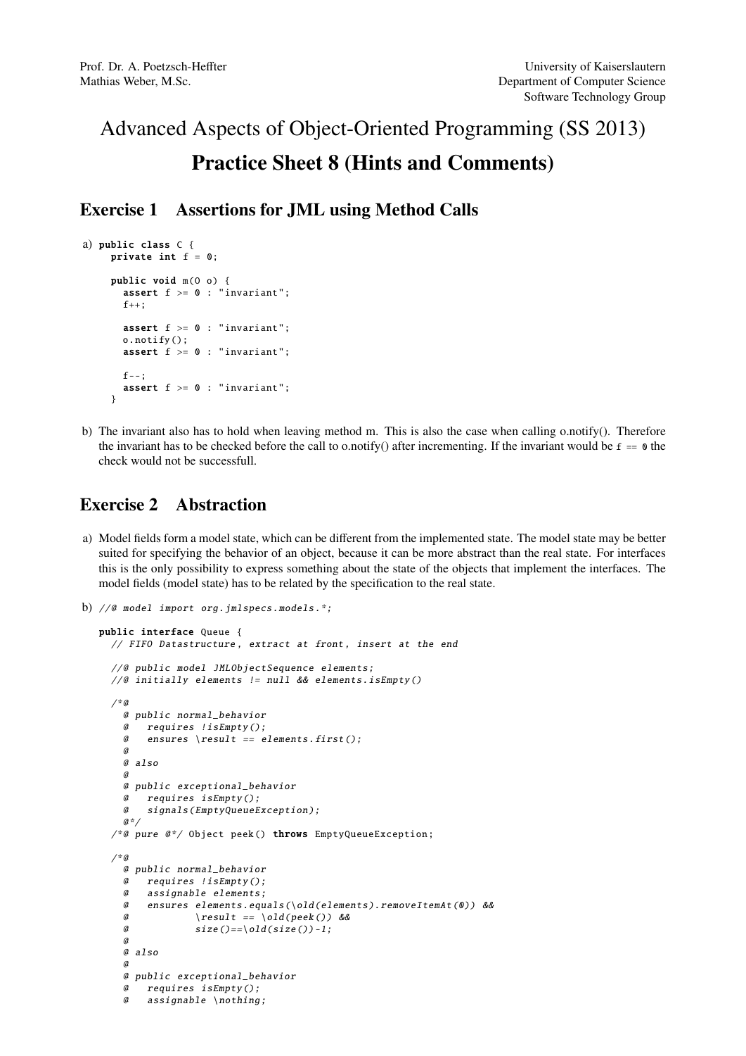Prof. Dr. A. Poetzsch-Heffter
Mathias Weber, M.Sc.

University of Kaiserslautern
Department of Computer Science
Software Technology Group

# Advanced Aspects of Object-Oriented Programming (SS 2013)

# Practice Sheet 8 (Hints and Comments)

## Exercise 1 Assertions for JML using Method Calls

a)
```
public class C {
  private int f = 0;

  public void m(O o) {
    assert f >= 0 : "invariant";
    f++;

    assert f >= 0 : "invariant";
    o.notify();
    assert f >= 0 : "invariant";

    f--;
    assert f >= 0 : "invariant";
  }
```

b) The invariant also has to hold when leaving method m. This is also the case when calling o.notify(). Therefore the invariant has to be checked before the call to o.notify() after incrementing. If the invariant would be `f == 0` the check would not be successfull.

## Exercise 2 Abstraction

a) Model fields form a model state, which can be different from the implemented state. The model state may be better suited for specifying the behavior of an object, because it can be more abstract than the real state. For interfaces this is the only possibility to express something about the state of the objects that implement the interfaces. The model fields (model state) has to be related by the specification to the real state.

b)
```
//@ model import org.jmlspecs.models.*;

public interface Queue {
  // FIFO Datastructure, extract at front, insert at the end

  //@ public model JMLObjectSequence elements;
  //@ initially elements != null && elements.isEmpty()

  /*@
    @ public normal_behavior
    @   requires !isEmpty();
    @   ensures \result == elements.first();
    @
    @ also
    @
    @ public exceptional_behavior
    @   requires isEmpty();
    @   signals(EmptyQueueException);
    @*/
  /*@ pure @*/ Object peek() throws EmptyQueueException;

  /*@
    @ public normal_behavior
    @   requires !isEmpty();
    @   assignable elements;
    @   ensures elements.equals(\old(elements).removeItemAt(0)) &&
    @           \result == \old(peek()) &&
    @           size()==\old(size())-1;
    @
    @ also
    @
    @ public exceptional_behavior
    @   requires isEmpty();
    @   assignable \nothing;
```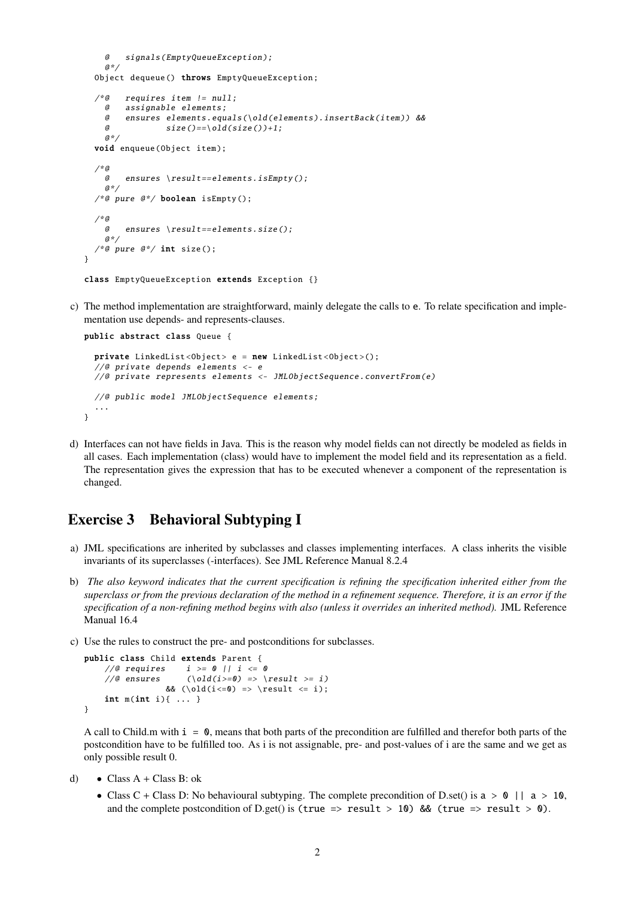```
      @   signals(EmptyQueueException);
      @*/
    Object dequeue() throws EmptyQueueException;

    /*@   requires item != null;
      @   assignable elements;
      @   ensures elements.equals(\old(elements).insertBack(item)) &&
      @           size()==\old(size())+1;
      @*/
    void enqueue(Object item);

    /*@
      @   ensures \result==elements.isEmpty();
      @*/
    /*@ pure @*/ boolean isEmpty();

    /*@
      @   ensures \result==elements.size();
      @*/
    /*@ pure @*/ int size();
}

class EmptyQueueException extends Exception {}
```

c) The method implementation are straightforward, mainly delegate the calls to e. To relate specification and implementation use depends- and represents-clauses.

```
public abstract class Queue {

  private LinkedList<Object> e = new LinkedList<Object>();
  //@ private depends elements <- e
  //@ private represents elements <- JMLObjectSequence.convertFrom(e)

  //@ public model JMLObjectSequence elements;
  ...
}
```

d) Interfaces can not have fields in Java. This is the reason why model fields can not directly be modeled as fields in all cases. Each implementation (class) would have to implement the model field and its representation as a field. The representation gives the expression that has to be executed whenever a component of the representation is changed.

## Exercise 3 Behavioral Subtyping I

a) JML specifications are inherited by subclasses and classes implementing interfaces. A class inherits the visible invariants of its superclasses (-interfaces). See JML Reference Manual 8.2.4

b) *The also keyword indicates that the current specification is refining the specification inherited either from the superclass or from the previous declaration of the method in a refinement sequence. Therefore, it is an error if the specification of a non-refining method begins with also (unless it overrides an inherited method).* JML Reference Manual 16.4

c) Use the rules to construct the pre- and postconditions for subclasses.

```
public class Child extends Parent {
    //@ requires    i >= 0 || i <= 0
    //@ ensures     (\old(i>=0) => \result >= i)
                && (\old(i<=0) => \result <= i);
    int m(int i){ ... }
}
```

A call to Child.m with `i = 0`, means that both parts of the precondition are fulfilled and therefor both parts of the postcondition have to be fulfilled too. As i is not assignable, pre- and post-values of i are the same and we get as only possible result 0.

d)
- Class A + Class B: ok
- Class C + Class D: No behavioural subtyping. The complete precondition of D.set() is `a > 0 || a > 10`, and the complete postcondition of D.get() is `(true => result > 10) && (true => result > 0)`.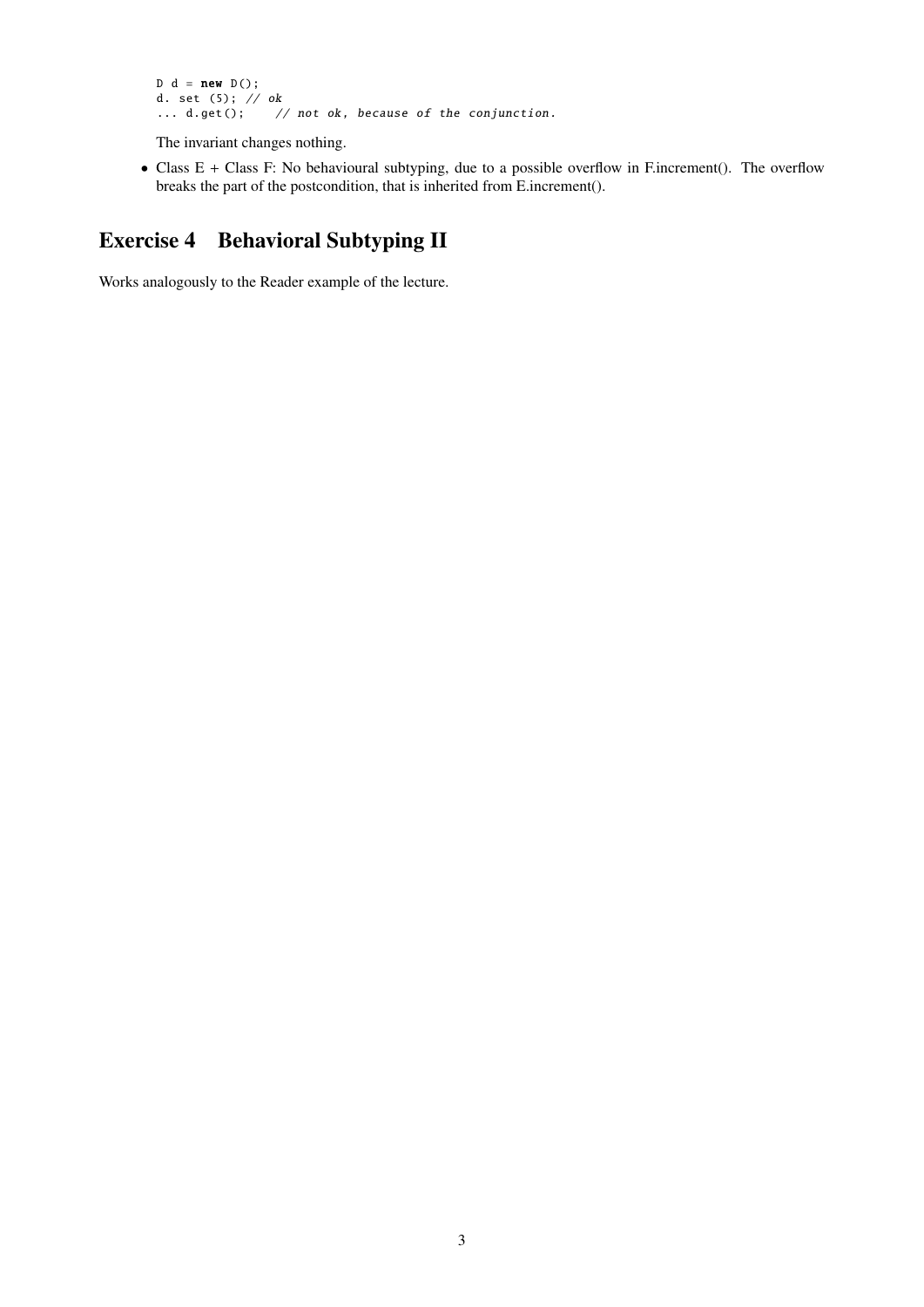```
D d = new D();
d. set (5); // ok
... d.get();    // not ok, because of the conjunction.
```

The invariant changes nothing.

- Class E + Class F: No behavioural subtyping, due to a possible overflow in F.increment(). The overflow breaks the part of the postcondition, that is inherited from E.increment().

## Exercise 4 Behavioral Subtyping II

Works analogously to the Reader example of the lecture.